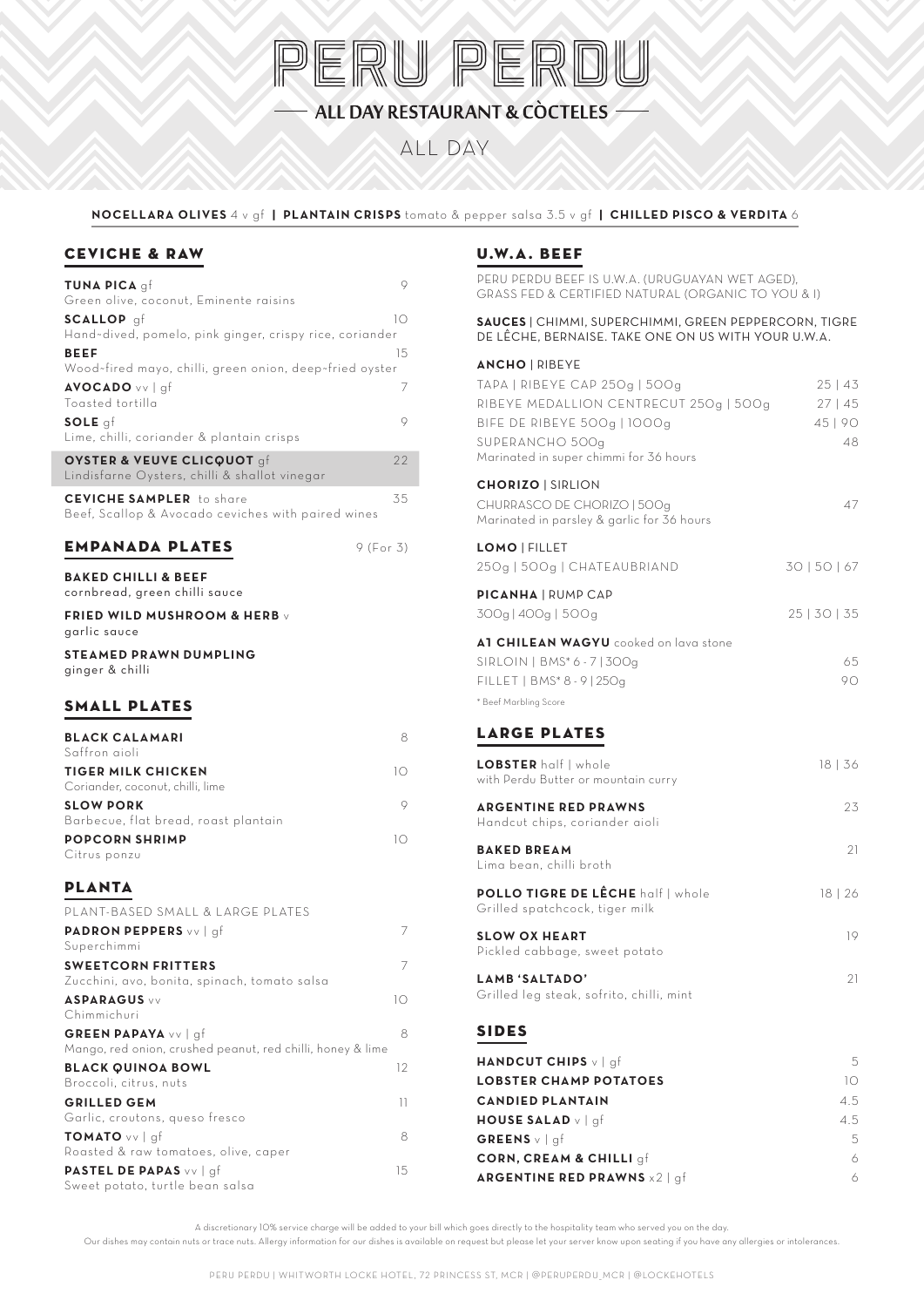# PERU PERDU

## ALL DAY RESTAURANT & CÒCTELES

ALL DAY

**NOCELLARA OLIVES** 4 v gf | **PLANTAIN CRISPS** tomato & pepper salsa 3.5 v gf | **CHILLED PISCO & VERDITA** 6

## CEVICHE & RAW

| Item | Price |
|---|---|
| **TUNA PICA** gf<br>Green olive, coconut, Eminente raisins | 9 |
| **SCALLOP** gf<br>Hand-dived, pomelo, pink ginger, crispy rice, coriander | 10 |
| **BEEF**<br>Wood-fired mayo, chilli, green onion, deep-fried oyster | 15 |
| **AVOCADO** vv \| gf<br>Toasted tortilla | 7 |
| **SOLE** gf<br>Lime, chilli, coriander & plantain crisps | 9 |
| **OYSTER & VEUVE CLICQUOT** gf<br>Lindisfarne Oysters, chilli & shallot vinegar | 22 |
| **CEVICHE SAMPLER** to share<br>Beef, Scallop & Avocado ceviches with paired wines | 35 |

## EMPANADA PLATES — 9 (For 3)

**BAKED CHILLI & BEEF**
cornbread, green chilli sauce

**FRIED WILD MUSHROOM & HERB** v
garlic sauce

**STEAMED PRAWN DUMPLING**
ginger & chilli

## SMALL PLATES

| Item | Price |
|---|---|
| **BLACK CALAMARI**<br>Saffron aioli | 8 |
| **TIGER MILK CHICKEN**<br>Coriander, coconut, chilli, lime | 10 |
| **SLOW PORK**<br>Barbecue, flat bread, roast plantain | 9 |
| **POPCORN SHRIMP**<br>Citrus ponzu | 10 |

## PLANTA

PLANT-BASED SMALL & LARGE PLATES

| Item | Price |
|---|---|
| **PADRON PEPPERS** vv \| gf<br>Superchimmi | 7 |
| **SWEETCORN FRITTERS**<br>Zucchini, avo, bonita, spinach, tomato salsa | 7 |
| **ASPARAGUS** vv<br>Chimmichuri | 10 |
| **GREEN PAPAYA** vv \| gf<br>Mango, red onion, crushed peanut, red chilli, honey & lime | 8 |
| **BLACK QUINOA BOWL**<br>Broccoli, citrus, nuts | 12 |
| **GRILLED GEM**<br>Garlic, croutons, queso fresco | 11 |
| **TOMATO** vv \| gf<br>Roasted & raw tomatoes, olive, caper | 8 |
| **PASTEL DE PAPAS** vv \| gf<br>Sweet potato, turtle bean salsa | 15 |

## U.W.A. BEEF

PERU PERDU BEEF IS U.W.A. (URUGUAYAN WET AGED), GRASS FED & CERTIFIED NATURAL (ORGANIC TO YOU & I)

**SAUCES** | CHIMMI, SUPERCHIMMI, GREEN PEPPERCORN, TIGRE DE LÊCHE, BERNAISE. TAKE ONE ON US WITH YOUR U.W.A.

**ANCHO** | RIBEYE

| Item | Price |
|---|---|
| TAPA \| RIBEYE CAP 250g \| 500g | 25 \| 43 |
| RIBEYE MEDALLION CENTRECUT 250g \| 500g | 27 \| 45 |
| BIFE DE RIBEYE 500g \| 1000g | 45 \| 90 |
| SUPERANCHO 500g<br>Marinated in super chimmi for 36 hours | 48 |

**CHORIZO** | SIRLION

| Item | Price |
|---|---|
| CHURRASCO DE CHORIZO \| 500g<br>Marinated in parsley & garlic for 36 hours | 47 |

**LOMO** | FILLET

| Item | Price |
|---|---|
| 250g \| 500g \| CHATEAUBRIAND | 30 \| 50 \| 67 |

**PICANHA** | RUMP CAP

| Item | Price |
|---|---|
| 300g \| 400g \| 500g | 25 \| 30 \| 35 |

**A1 CHILEAN WAGYU** cooked on lava stone

| Item | Price |
|---|---|
| SIRLOIN \| BMS* 6 - 7 \| 300g | 65 |
| FILLET \| BMS* 8 - 9 \| 250g | 90 |

\* Beef Marbling Score

## LARGE PLATES

| Item | Price |
|---|---|
| **LOBSTER** half \| whole<br>with Perdu Butter or mountain curry | 18 \| 36 |
| **ARGENTINE RED PRAWNS**<br>Handcut chips, coriander aioli | 23 |
| **BAKED BREAM**<br>Lima bean, chilli broth | 21 |
| **POLLO TIGRE DE LÊCHE** half \| whole<br>Grilled spatchcock, tiger milk | 18 \| 26 |
| **SLOW OX HEART**<br>Pickled cabbage, sweet potato | 19 |
| **LAMB 'SALTADO'**<br>Grilled leg steak, sofrito, chilli, mint | 21 |

## SIDES

| Item | Price |
|---|---|
| **HANDCUT CHIPS** v \| gf | 5 |
| **LOBSTER CHAMP POTATOES** | 10 |
| **CANDIED PLANTAIN** | 4.5 |
| **HOUSE SALAD** v \| gf | 4.5 |
| **GREENS** v \| gf | 5 |
| **CORN, CREAM & CHILLI** gf | 6 |
| **ARGENTINE RED PRAWNS** x2 \| gf | 6 |

A discretionary 10% service charge will be added to your bill which goes directly to the hospitality team who served you on the day.

Our dishes may contain nuts or trace nuts. Allergy information for our dishes is available on request but please let your server know upon seating if you have any allergies or intolerances.

PERU PERDU | WHITWORTH LOCKE HOTEL, 72 PRINCESS ST, MCR | @PERUPERDU_MCR | @LOCKEHOTELS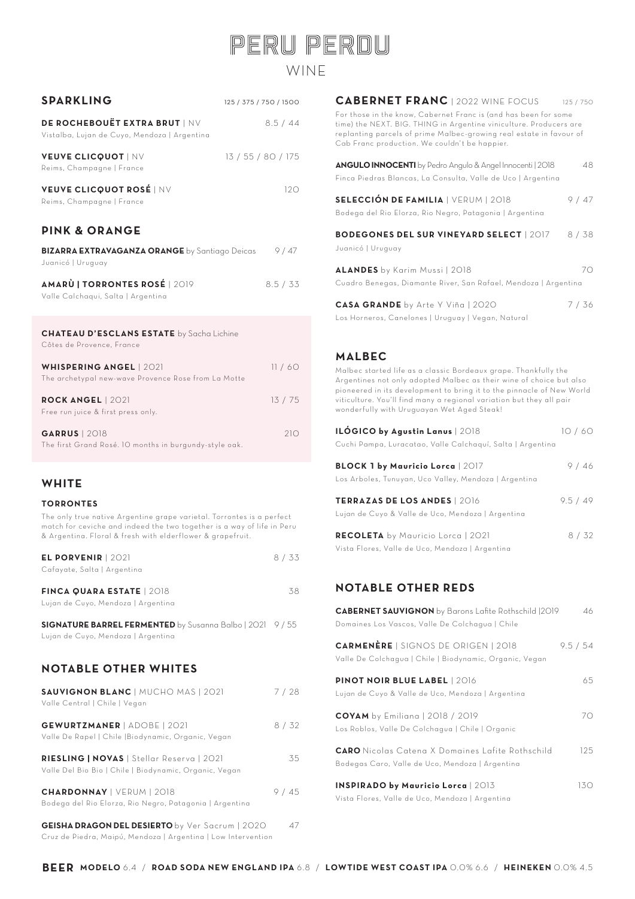# PERU PERDU

WINE

## SPARKLING

125 / 375 / 750 / 1500

**DE ROCHEBOUËT EXTRA BRUT** | NV — 8.5 / 44
Vistalba, Lujan de Cuyo, Mendoza | Argentina

**VEUVE CLICQUOT** | NV — 13 / 55 / 80 / 175
Reims, Champagne | France

**VEUVE CLICQUOT ROSÉ** | NV — 120
Reims, Champagne | France

## PINK & ORANGE

**BIZARRA EXTRAVAGANZA ORANGE** by Santiago Deicas — 9 / 47
Juanicó | Uruguay

**AMARÙ | TORRONTES ROSÉ** | 2019 — 8.5 / 33
Valle Calchaqui, Salta | Argentina

**CHATEAU D'ESCLANS ESTATE** by Sacha Lichine
Côtes de Provence, France

**WHISPERING ANGEL** | 2021 — 11 / 60
The archetypal new-wave Provence Rose from La Motte

**ROCK ANGEL** | 2021 — 13 / 75
Free run juice & first press only.

**GARRUS** | 2018 — 210
The first Grand Rosé. 10 months in burgundy-style oak.

## WHITE

### TORRONTES

The only true native Argentine grape varietal. Torrontes is a perfect match for ceviche and indeed the two together is a way of life in Peru & Argentina. Floral & fresh with elderflower & grapefruit.

**EL PORVENIR** | 2021 — 8 / 33
Cafayate, Salta | Argentina

**FINCA QUARA ESTATE** | 2018 — 38
Lujan de Cuyo, Mendoza | Argentina

**SIGNATURE BARREL FERMENTED** by Susanna Balbo | 2021 — 9 / 55
Lujan de Cuyo, Mendoza | Argentina

## NOTABLE OTHER WHITES

**SAUVIGNON BLANC** | MUCHO MAS | 2021 — 7 / 28
Valle Central | Chile | Vegan

**GEWURTZMANER** | ADOBE | 2021 — 8 / 32
Valle De Rapel | Chile |Biodynamic, Organic, Vegan

**RIESLING | NOVAS** | Stellar Reserva | 2021 — 35
Valle Del Bio Bio | Chile | Biodynamic, Organic, Vegan

**CHARDONNAY** | VERUM | 2018 — 9 / 45
Bodega del Rio Elorza, Rio Negro, Patagonia | Argentina

**GEISHA DRAGON DEL DESIERTO** by Ver Sacrum | 2020 — 47
Cruz de Piedra, Maipú, Mendoza | Argentina | Low Intervention

## CABERNET FRANC | 2022 WINE FOCUS

125 / 750

For those in the know, Cabernet Franc is (and has been for some time) the NEXT. BIG. THING in Argentine viniculture. Producers are replanting parcels of prime Malbec-growing real estate in favour of Cab Franc production. We couldn't be happier.

**ANGULO INNOCENTI** by Pedro Angulo & Angel Innocenti | 2018 — 48
Finca Piedras Blancas, La Consulta, Valle de Uco | Argentina

**SELECCIÓN DE FAMILIA** | VERUM | 2018 — 9 / 47
Bodega del Rio Elorza, Rio Negro, Patagonia | Argentina

**BODEGONES DEL SUR VINEYARD SELECT** | 2017 — 8 / 38
Juanicó | Uruguay

**ALANDES** by Karim Mussi | 2018 — 70
Cuadro Benegas, Diamante River, San Rafael, Mendoza | Argentina

**CASA GRANDE** by Arte Y Viña | 2020 — 7 / 36
Los Horneros, Canelones | Uruguay | Vegan, Natural

## MALBEC

Malbec started life as a classic Bordeaux grape. Thankfully the Argentines not only adopted Malbec as their wine of choice but also pioneered in its development to bring it to the pinnacle of New World viticulture. You'll find many a regional variation but they all pair wonderfully with Uruguayan Wet Aged Steak!

**ILÓGICO by Agustin Lanus** | 2018 — 10 / 60
Cuchi Pampa, Luracatao, Valle Calchaquí, Salta | Argentina

**BLOCK 1 by Mauricio Lorca** | 2017 — 9 / 46
Los Arboles, Tunuyan, Uco Valley, Mendoza | Argentina

**TERRAZAS DE LOS ANDES** | 2016 — 9.5 / 49
Lujan de Cuyo & Valle de Uco, Mendoza | Argentina

**RECOLETA** by Mauricio Lorca | 2021 — 8 / 32
Vista Flores, Valle de Uco, Mendoza | Argentina

## NOTABLE OTHER REDS

**CABERNET SAUVIGNON** by Barons Lafite Rothschild |2019 — 46
Domaines Los Vascos, Valle De Colchagua | Chile

**CARMENÈRE** | SIGNOS DE ORIGEN | 2018 — 9.5 / 54
Valle De Colchagua | Chile | Biodynamic, Organic, Vegan

**PINOT NOIR BLUE LABEL** | 2016 — 65
Lujan de Cuyo & Valle de Uco, Mendoza | Argentina

**COYAM** by Emiliana | 2018 / 2019 — 70
Los Roblos, Valle De Colchagua | Chile | Organic

**CARO** Nicolas Catena X Domaines Lafite Rothschild — 125
Bodegas Caro, Valle de Uco, Mendoza | Argentina

**INSPIRADO by Mauricio Lorca** | 2013 — 130
Vista Flores, Valle de Uco, Mendoza | Argentina

**BEER** **MODELO** 6.4 / **ROAD SODA NEW ENGLAND IPA** 6.8 / **LOWTIDE WEST COAST IPA** 0.0% 6.6 / **HEINEKEN** 0.0% 4.5